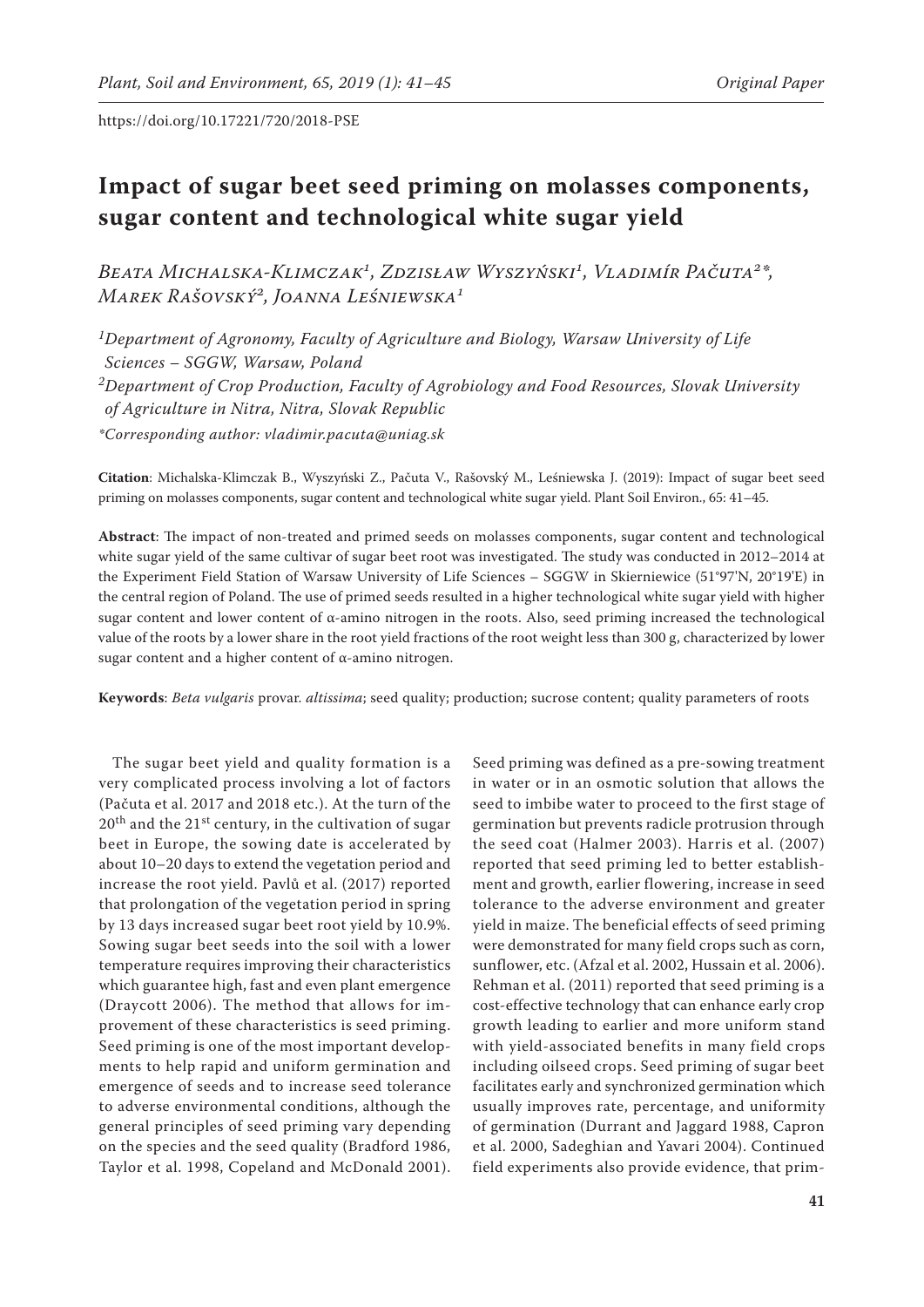https://doi.org/10.17221/720/2018-PSE

# Impact of sugar beet seed priming on molasses components, sugar content and technological white sugar yield

*Beata Michalska-Klimczak[1], Zdzisław Wyszyński[1], Vladimír Pačuta[2]\*, Marek Rašovský[2], Joanna Leśniewska[1]*

[1]Department of Agronomy, Faculty of Agriculture and Biology, Warsaw University of Life Sciences – SGGW, Warsaw, Poland

[2]Department of Crop Production, Faculty of Agrobiology and Food Resources, Slovak University of Agriculture in Nitra, Nitra, Slovak Republic

\*Corresponding author: vladimir.pacuta@uniag.sk

**Citation**: Michalska-Klimczak B., Wyszyński Z., Pačuta V., Rašovský M., Leśniewska J. (2019): Impact of sugar beet seed priming on molasses components, sugar content and technological white sugar yield. Plant Soil Environ., 65: 41–45.

**Abstract**: The impact of non-treated and primed seeds on molasses components, sugar content and technological white sugar yield of the same cultivar of sugar beet root was investigated. The study was conducted in 2012–2014 at the Experiment Field Station of Warsaw University of Life Sciences – SGGW in Skierniewice (51°97'N, 20°19'E) in the central region of Poland. The use of primed seeds resulted in a higher technological white sugar yield with higher sugar content and lower content of α-amino nitrogen in the roots. Also, seed priming increased the technological value of the roots by a lower share in the root yield fractions of the root weight less than 300 g, characterized by lower sugar content and a higher content of α-amino nitrogen.

**Keywords**: *Beta vulgaris* provar. *altissima*; seed quality; production; sucrose content; quality parameters of roots

The sugar beet yield and quality formation is a very complicated process involving a lot of factors (Pačuta et al. 2017 and 2018 etc.). At the turn of the $20^{th}$ and the $21^{st}$ century, in the cultivation of sugar beet in Europe, the sowing date is accelerated by about 10–20 days to extend the vegetation period and increase the root yield. Pavlů et al. (2017) reported that prolongation of the vegetation period in spring by 13 days increased sugar beet root yield by 10.9%. Sowing sugar beet seeds into the soil with a lower temperature requires improving their characteristics which guarantee high, fast and even plant emergence (Draycott 2006). The method that allows for improvement of these characteristics is seed priming. Seed priming is one of the most important developments to help rapid and uniform germination and emergence of seeds and to increase seed tolerance to adverse environmental conditions, although the general principles of seed priming vary depending on the species and the seed quality (Bradford 1986, Taylor et al. 1998, Copeland and McDonald 2001). Seed priming was defined as a pre-sowing treatment in water or in an osmotic solution that allows the seed to imbibe water to proceed to the first stage of germination but prevents radicle protrusion through the seed coat (Halmer 2003). Harris et al. (2007) reported that seed priming led to better establishment and growth, earlier flowering, increase in seed tolerance to the adverse environment and greater yield in maize. The beneficial effects of seed priming were demonstrated for many field crops such as corn, sunflower, etc. (Afzal et al. 2002, Hussain et al. 2006). Rehman et al. (2011) reported that seed priming is a cost-effective technology that can enhance early crop growth leading to earlier and more uniform stand with yield-associated benefits in many field crops including oilseed crops. Seed priming of sugar beet facilitates early and synchronized germination which usually improves rate, percentage, and uniformity of germination (Durrant and Jaggard 1988, Capron et al. 2000, Sadeghian and Yavari 2004). Continued field experiments also provide evidence, that prim-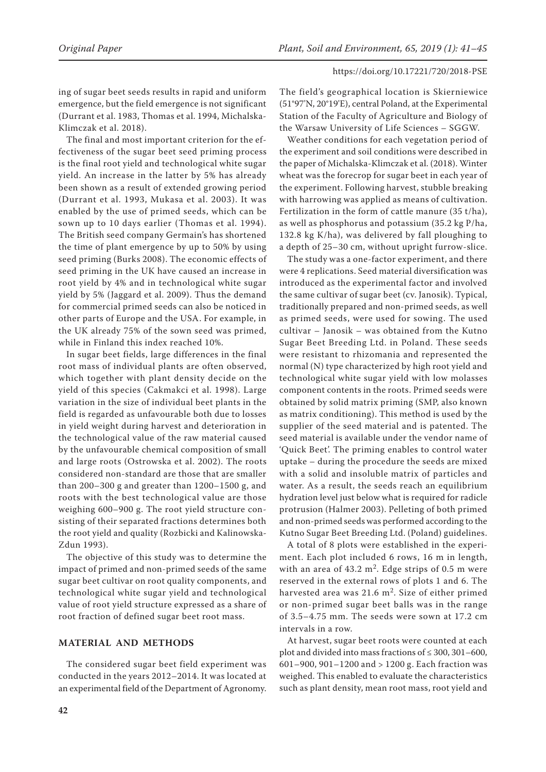ing of sugar beet seeds results in rapid and uniform emergence, but the field emergence is not significant (Durrant et al. 1983, Thomas et al. 1994, Michalska-Klimczak et al. 2018).

The final and most important criterion for the effectiveness of the sugar beet seed priming process is the final root yield and technological white sugar yield. An increase in the latter by 5% has already been shown as a result of extended growing period (Durrant et al. 1993, Mukasa et al. 2003). It was enabled by the use of primed seeds, which can be sown up to 10 days earlier (Thomas et al. 1994). The British seed company Germain's has shortened the time of plant emergence by up to 50% by using seed priming (Burks 2008). The economic effects of seed priming in the UK have caused an increase in root yield by 4% and in technological white sugar yield by 5% (Jaggard et al. 2009). Thus the demand for commercial primed seeds can also be noticed in other parts of Europe and the USA. For example, in the UK already 75% of the sown seed was primed, while in Finland this index reached 10%.

In sugar beet fields, large differences in the final root mass of individual plants are often observed, which together with plant density decide on the yield of this species (Cakmakci et al. 1998). Large variation in the size of individual beet plants in the field is regarded as unfavourable both due to losses in yield weight during harvest and deterioration in the technological value of the raw material caused by the unfavourable chemical composition of small and large roots (Ostrowska et al. 2002). The roots considered non-standard are those that are smaller than 200–300 g and greater than 1200–1500 g, and roots with the best technological value are those weighing 600–900 g. The root yield structure consisting of their separated fractions determines both the root yield and quality (Rozbicki and Kalinowska-Zdun 1993).

The objective of this study was to determine the impact of primed and non-primed seeds of the same sugar beet cultivar on root quality components, and technological white sugar yield and technological value of root yield structure expressed as a share of root fraction of defined sugar beet root mass.

## MATERIAL AND METHODS

The considered sugar beet field experiment was conducted in the years 2012–2014. It was located at an experimental field of the Department of Agronomy. The field's geographical location is Skierniewice (51°97'N, 20°19'E), central Poland, at the Experimental Station of the Faculty of Agriculture and Biology of the Warsaw University of Life Sciences – SGGW.

Weather conditions for each vegetation period of the experiment and soil conditions were described in the paper of Michalska-Klimczak et al. (2018). Winter wheat was the forecrop for sugar beet in each year of the experiment. Following harvest, stubble breaking with harrowing was applied as means of cultivation. Fertilization in the form of cattle manure (35 t/ha), as well as phosphorus and potassium (35.2 kg P/ha, 132.8 kg K/ha), was delivered by fall ploughing to a depth of 25–30 cm, without upright furrow-slice.

The study was a one-factor experiment, and there were 4 replications. Seed material diversification was introduced as the experimental factor and involved the same cultivar of sugar beet (cv. Janosik). Typical, traditionally prepared and non-primed seeds, as well as primed seeds, were used for sowing. The used cultivar – Janosik – was obtained from the Kutno Sugar Beet Breeding Ltd. in Poland. These seeds were resistant to rhizomania and represented the normal (N) type characterized by high root yield and technological white sugar yield with low molasses component contents in the roots. Primed seeds were obtained by solid matrix priming (SMP, also known as matrix conditioning). This method is used by the supplier of the seed material and is patented. The seed material is available under the vendor name of 'Quick Beet'. The priming enables to control water uptake – during the procedure the seeds are mixed with a solid and insoluble matrix of particles and water. As a result, the seeds reach an equilibrium hydration level just below what is required for radicle protrusion (Halmer 2003). Pelleting of both primed and non-primed seeds was performed according to the Kutno Sugar Beet Breeding Ltd. (Poland) guidelines.

A total of 8 plots were established in the experiment. Each plot included 6 rows, 16 m in length, with an area of 43.2 m$^2$. Edge strips of 0.5 m were reserved in the external rows of plots 1 and 6. The harvested area was 21.6 m$^2$. Size of either primed or non-primed sugar beet balls was in the range of 3.5–4.75 mm. The seeds were sown at 17.2 cm intervals in a row.

At harvest, sugar beet roots were counted at each plot and divided into mass fractions of ≤ 300, 301–600, 601–900, 901–1200 and > 1200 g. Each fraction was weighed. This enabled to evaluate the characteristics such as plant density, mean root mass, root yield and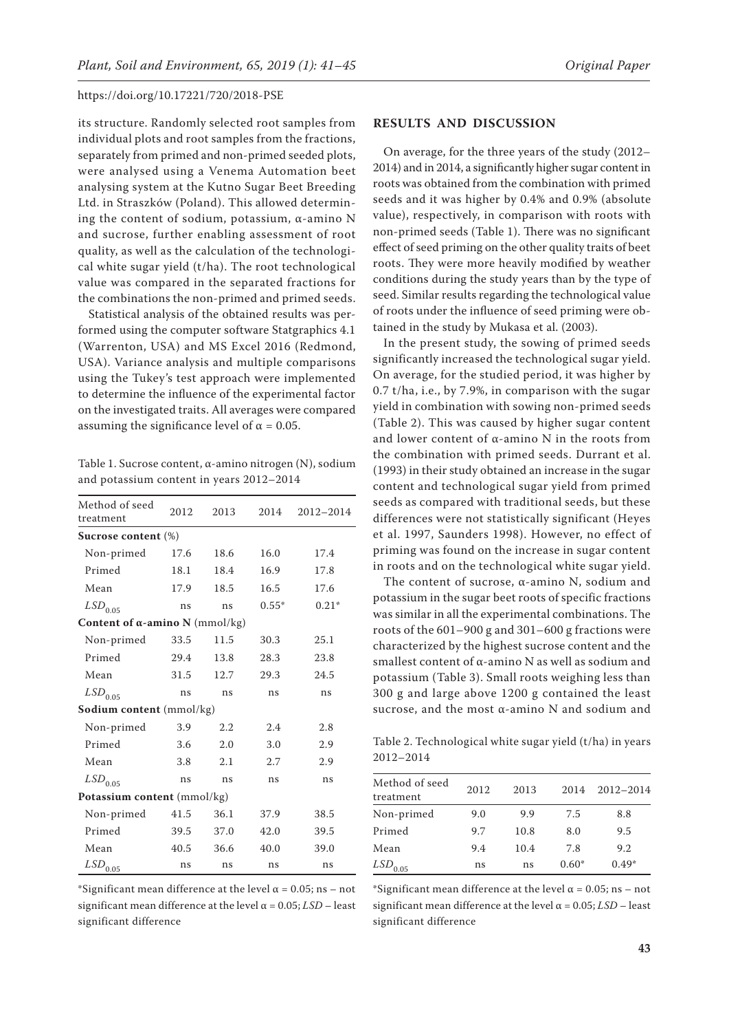its structure. Randomly selected root samples from individual plots and root samples from the fractions, separately from primed and non-primed seeded plots, were analysed using a Venema Automation beet analysing system at the Kutno Sugar Beet Breeding Ltd. in Straszków (Poland). This allowed determining the content of sodium, potassium, α-amino N and sucrose, further enabling assessment of root quality, as well as the calculation of the technological white sugar yield (t/ha). The root technological value was compared in the separated fractions for the combinations the non-primed and primed seeds.

Statistical analysis of the obtained results was performed using the computer software Statgraphics 4.1 (Warrenton, USA) and MS Excel 2016 (Redmond, USA). Variance analysis and multiple comparisons using the Tukey's test approach were implemented to determine the influence of the experimental factor on the investigated traits. All averages were compared assuming the significance level of $\alpha = 0.05$.

Table 1. Sucrose content, α-amino nitrogen (N), sodium and potassium content in years 2012–2014

| Method of seed treatment | 2012 | 2013 | 2014 | 2012–2014 |
|---|---|---|---|---|
| **Sucrose content** (%) | | | | |
| Non-primed | 17.6 | 18.6 | 16.0 | 17.4 |
| Primed | 18.1 | 18.4 | 16.9 | 17.8 |
| Mean | 17.9 | 18.5 | 16.5 | 17.6 |
| $LSD_{0.05}$ | ns | ns | 0.55* | 0.21* |
| **Content of α-amino N** (mmol/kg) | | | | |
| Non-primed | 33.5 | 11.5 | 30.3 | 25.1 |
| Primed | 29.4 | 13.8 | 28.3 | 23.8 |
| Mean | 31.5 | 12.7 | 29.3 | 24.5 |
| $LSD_{0.05}$ | ns | ns | ns | ns |
| **Sodium content** (mmol/kg) | | | | |
| Non-primed | 3.9 | 2.2 | 2.4 | 2.8 |
| Primed | 3.6 | 2.0 | 3.0 | 2.9 |
| Mean | 3.8 | 2.1 | 2.7 | 2.9 |
| $LSD_{0.05}$ | ns | ns | ns | ns |
| **Potassium content** (mmol/kg) | | | | |
| Non-primed | 41.5 | 36.1 | 37.9 | 38.5 |
| Primed | 39.5 | 37.0 | 42.0 | 39.5 |
| Mean | 40.5 | 36.6 | 40.0 | 39.0 |
| $LSD_{0.05}$ | ns | ns | ns | ns |

*Significant mean difference at the level $\alpha = 0.05$; ns – not significant mean difference at the level $\alpha = 0.05$; *LSD* – least significant difference

## RESULTS AND DISCUSSION

On average, for the three years of the study (2012–2014) and in 2014, a significantly higher sugar content in roots was obtained from the combination with primed seeds and it was higher by 0.4% and 0.9% (absolute value), respectively, in comparison with roots with non-primed seeds (Table 1). There was no significant effect of seed priming on the other quality traits of beet roots. They were more heavily modified by weather conditions during the study years than by the type of seed. Similar results regarding the technological value of roots under the influence of seed priming were obtained in the study by Mukasa et al. (2003).

In the present study, the sowing of primed seeds significantly increased the technological sugar yield. On average, for the studied period, it was higher by 0.7 t/ha, i.e., by 7.9%, in comparison with the sugar yield in combination with sowing non-primed seeds (Table 2). This was caused by higher sugar content and lower content of α-amino N in the roots from the combination with primed seeds. Durrant et al. (1993) in their study obtained an increase in the sugar content and technological sugar yield from primed seeds as compared with traditional seeds, but these differences were not statistically significant (Heyes et al. 1997, Saunders 1998). However, no effect of priming was found on the increase in sugar content in roots and on the technological white sugar yield.

The content of sucrose, α-amino N, sodium and potassium in the sugar beet roots of specific fractions was similar in all the experimental combinations. The roots of the 601–900 g and 301–600 g fractions were characterized by the highest sucrose content and the smallest content of α-amino N as well as sodium and potassium (Table 3). Small roots weighing less than 300 g and large above 1200 g contained the least sucrose, and the most α-amino N and sodium and

Table 2. Technological white sugar yield (t/ha) in years 2012–2014

| Method of seed treatment | 2012 | 2013 | 2014 | 2012–2014 |
|---|---|---|---|---|
| Non-primed | 9.0 | 9.9 | 7.5 | 8.8 |
| Primed | 9.7 | 10.8 | 8.0 | 9.5 |
| Mean | 9.4 | 10.4 | 7.8 | 9.2 |
| $LSD_{0.05}$ | ns | ns | 0.60* | 0.49* |

*Significant mean difference at the level $\alpha = 0.05$; ns – not significant mean difference at the level $\alpha = 0.05$; *LSD* – least significant difference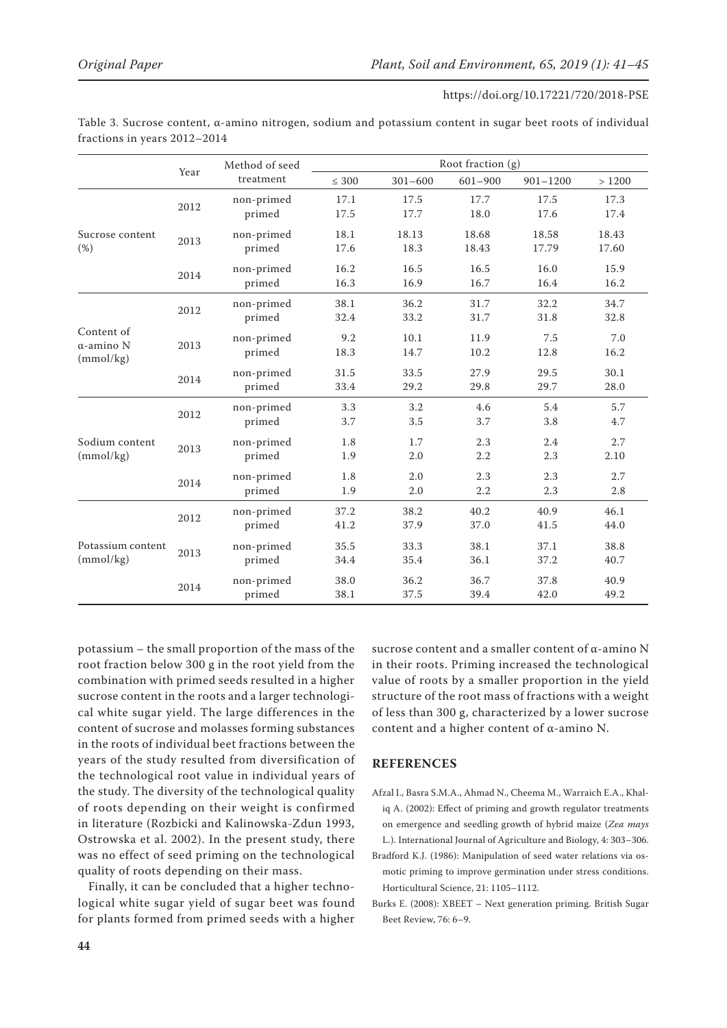Table 3. Sucrose content, α-amino nitrogen, sodium and potassium content in sugar beet roots of individual fractions in years 2012–2014

| | Year | Method of seed treatment | Root fraction (g) | | | | |
|---|---|---|---|---|---|---|---|
| | | | ≤ 300 | 301–600 | 601–900 | 901–1200 | > 1200 |
| Sucrose content (%) | 2012 | non-primed | 17.1 | 17.5 | 17.7 | 17.5 | 17.3 |
| | | primed | 17.5 | 17.7 | 18.0 | 17.6 | 17.4 |
| | 2013 | non-primed | 18.1 | 18.13 | 18.68 | 18.58 | 18.43 |
| | | primed | 17.6 | 18.3 | 18.43 | 17.79 | 17.60 |
| | 2014 | non-primed | 16.2 | 16.5 | 16.5 | 16.0 | 15.9 |
| | | primed | 16.3 | 16.9 | 16.7 | 16.4 | 16.2 |
| Content of α-amino N (mmol/kg) | 2012 | non-primed | 38.1 | 36.2 | 31.7 | 32.2 | 34.7 |
| | | primed | 32.4 | 33.2 | 31.7 | 31.8 | 32.8 |
| | 2013 | non-primed | 9.2 | 10.1 | 11.9 | 7.5 | 7.0 |
| | | primed | 18.3 | 14.7 | 10.2 | 12.8 | 16.2 |
| | 2014 | non-primed | 31.5 | 33.5 | 27.9 | 29.5 | 30.1 |
| | | primed | 33.4 | 29.2 | 29.8 | 29.7 | 28.0 |
| Sodium content (mmol/kg) | 2012 | non-primed | 3.3 | 3.2 | 4.6 | 5.4 | 5.7 |
| | | primed | 3.7 | 3.5 | 3.7 | 3.8 | 4.7 |
| | 2013 | non-primed | 1.8 | 1.7 | 2.3 | 2.4 | 2.7 |
| | | primed | 1.9 | 2.0 | 2.2 | 2.3 | 2.10 |
| | 2014 | non-primed | 1.8 | 2.0 | 2.3 | 2.3 | 2.7 |
| | | primed | 1.9 | 2.0 | 2.2 | 2.3 | 2.8 |
| Potassium content (mmol/kg) | 2012 | non-primed | 37.2 | 38.2 | 40.2 | 40.9 | 46.1 |
| | | primed | 41.2 | 37.9 | 37.0 | 41.5 | 44.0 |
| | 2013 | non-primed | 35.5 | 33.3 | 38.1 | 37.1 | 38.8 |
| | | primed | 34.4 | 35.4 | 36.1 | 37.2 | 40.7 |
| | 2014 | non-primed | 38.0 | 36.2 | 36.7 | 37.8 | 40.9 |
| | | primed | 38.1 | 37.5 | 39.4 | 42.0 | 49.2 |

potassium – the small proportion of the mass of the root fraction below 300 g in the root yield from the combination with primed seeds resulted in a higher sucrose content in the roots and a larger technological white sugar yield. The large differences in the content of sucrose and molasses forming substances in the roots of individual beet fractions between the years of the study resulted from diversification of the technological root value in individual years of the study. The diversity of the technological quality of roots depending on their weight is confirmed in literature (Rozbicki and Kalinowska-Zdun 1993, Ostrowska et al. 2002). In the present study, there was no effect of seed priming on the technological quality of roots depending on their mass.

Finally, it can be concluded that a higher technological white sugar yield of sugar beet was found for plants formed from primed seeds with a higher sucrose content and a smaller content of α-amino N in their roots. Priming increased the technological value of roots by a smaller proportion in the yield structure of the root mass of fractions with a weight of less than 300 g, characterized by a lower sucrose content and a higher content of α-amino N.

## REFERENCES

Afzal I., Basra S.M.A., Ahmad N., Cheema M., Warraich E.A., Khaliq A. (2002): Effect of priming and growth regulator treatments on emergence and seedling growth of hybrid maize (*Zea mays* L.). International Journal of Agriculture and Biology, 4: 303–306.

Bradford K.J. (1986): Manipulation of seed water relations via osmotic priming to improve germination under stress conditions. Horticultural Science, 21: 1105–1112.

Burks E. (2008): XBEET – Next generation priming. British Sugar Beet Review, 76: 6–9.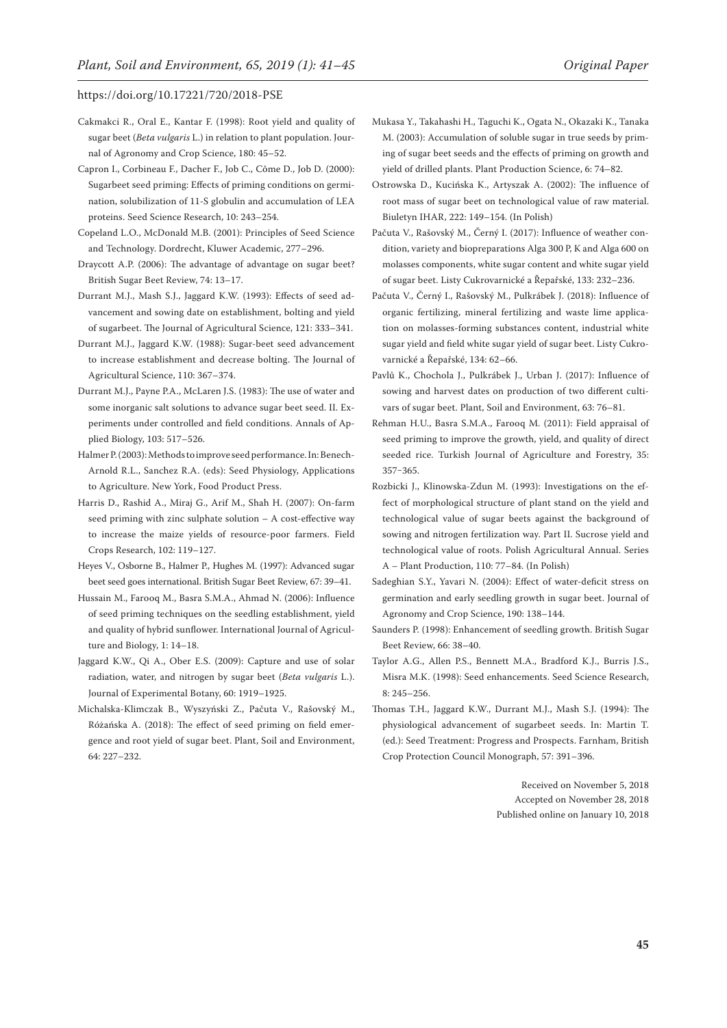Cakmakci R., Oral E., Kantar F. (1998): Root yield and quality of sugar beet (*Beta vulgaris* L.) in relation to plant population. Journal of Agronomy and Crop Science, 180: 45–52.

Capron I., Corbineau F., Dacher F., Job C., Côme D., Job D. (2000): Sugarbeet seed priming: Effects of priming conditions on germination, solubilization of 11-S globulin and accumulation of LEA proteins. Seed Science Research, 10: 243–254.

Copeland L.O., McDonald M.B. (2001): Principles of Seed Science and Technology. Dordrecht, Kluwer Academic, 277–296.

Draycott A.P. (2006): The advantage of advantage on sugar beet? British Sugar Beet Review, 74: 13–17.

Durrant M.J., Mash S.J., Jaggard K.W. (1993): Effects of seed advancement and sowing date on establishment, bolting and yield of sugarbeet. The Journal of Agricultural Science, 121: 333–341.

Durrant M.J., Jaggard K.W. (1988): Sugar-beet seed advancement to increase establishment and decrease bolting. The Journal of Agricultural Science, 110: 367–374.

Durrant M.J., Payne P.A., McLaren J.S. (1983): The use of water and some inorganic salt solutions to advance sugar beet seed. II. Experiments under controlled and field conditions. Annals of Applied Biology, 103: 517–526.

Halmer P. (2003): Methods to improve seed performance. In: Benech-Arnold R.L., Sanchez R.A. (eds): Seed Physiology, Applications to Agriculture. New York, Food Product Press.

Harris D., Rashid A., Miraj G., Arif M., Shah H. (2007): On-farm seed priming with zinc sulphate solution – A cost-effective way to increase the maize yields of resource-poor farmers. Field Crops Research, 102: 119–127.

Heyes V., Osborne B., Halmer P., Hughes M. (1997): Advanced sugar beet seed goes international. British Sugar Beet Review, 67: 39–41.

Hussain M., Farooq M., Basra S.M.A., Ahmad N. (2006): Influence of seed priming techniques on the seedling establishment, yield and quality of hybrid sunflower. International Journal of Agriculture and Biology, 1: 14–18.

Jaggard K.W., Qi A., Ober E.S. (2009): Capture and use of solar radiation, water, and nitrogen by sugar beet (*Beta vulgaris* L.). Journal of Experimental Botany, 60: 1919–1925.

Michalska-Klimczak B., Wyszyński Z., Pačuta V., Rašovský M., Różańska A. (2018): The effect of seed priming on field emergence and root yield of sugar beet. Plant, Soil and Environment, 64: 227–232.

Mukasa Y., Takahashi H., Taguchi K., Ogata N., Okazaki K., Tanaka M. (2003): Accumulation of soluble sugar in true seeds by priming of sugar beet seeds and the effects of priming on growth and yield of drilled plants. Plant Production Science, 6: 74–82.

Ostrowska D., Kucińska K., Artyszak A. (2002): The influence of root mass of sugar beet on technological value of raw material. Biuletyn IHAR, 222: 149–154. (In Polish)

Pačuta V., Rašovský M., Černý I. (2017): Influence of weather condition, variety and biopreparations Alga 300 P, K and Alga 600 on molasses components, white sugar content and white sugar yield of sugar beet. Listy Cukrovarnické a Řepařské, 133: 232–236.

Pačuta V., Černý I., Rašovský M., Pulkrábek J. (2018): Influence of organic fertilizing, mineral fertilizing and waste lime application on molasses-forming substances content, industrial white sugar yield and field white sugar yield of sugar beet. Listy Cukrovarnické a Řepařské, 134: 62–66.

Pavlů K., Chochola J., Pulkrábek J., Urban J. (2017): Influence of sowing and harvest dates on production of two different cultivars of sugar beet. Plant, Soil and Environment, 63: 76–81.

Rehman H.U., Basra S.M.A., Farooq M. (2011): Field appraisal of seed priming to improve the growth, yield, and quality of direct seeded rice. Turkish Journal of Agriculture and Forestry, 35: 357-365.

Rozbicki J., Klinowska-Zdun M. (1993): Investigations on the effect of morphological structure of plant stand on the yield and technological value of sugar beets against the background of sowing and nitrogen fertilization way. Part II. Sucrose yield and technological value of roots. Polish Agricultural Annual. Series A – Plant Production, 110: 77–84. (In Polish)

Sadeghian S.Y., Yavari N. (2004): Effect of water-deficit stress on germination and early seedling growth in sugar beet. Journal of Agronomy and Crop Science, 190: 138–144.

Saunders P. (1998): Enhancement of seedling growth. British Sugar Beet Review, 66: 38–40.

Taylor A.G., Allen P.S., Bennett M.A., Bradford K.J., Burris J.S., Misra M.K. (1998): Seed enhancements. Seed Science Research, 8: 245–256.

Thomas T.H., Jaggard K.W., Durrant M.J., Mash S.J. (1994): The physiological advancement of sugarbeet seeds. In: Martin T. (ed.): Seed Treatment: Progress and Prospects. Farnham, British Crop Protection Council Monograph, 57: 391–396.

Received on November 5, 2018
Accepted on November 28, 2018
Published online on January 10, 2018